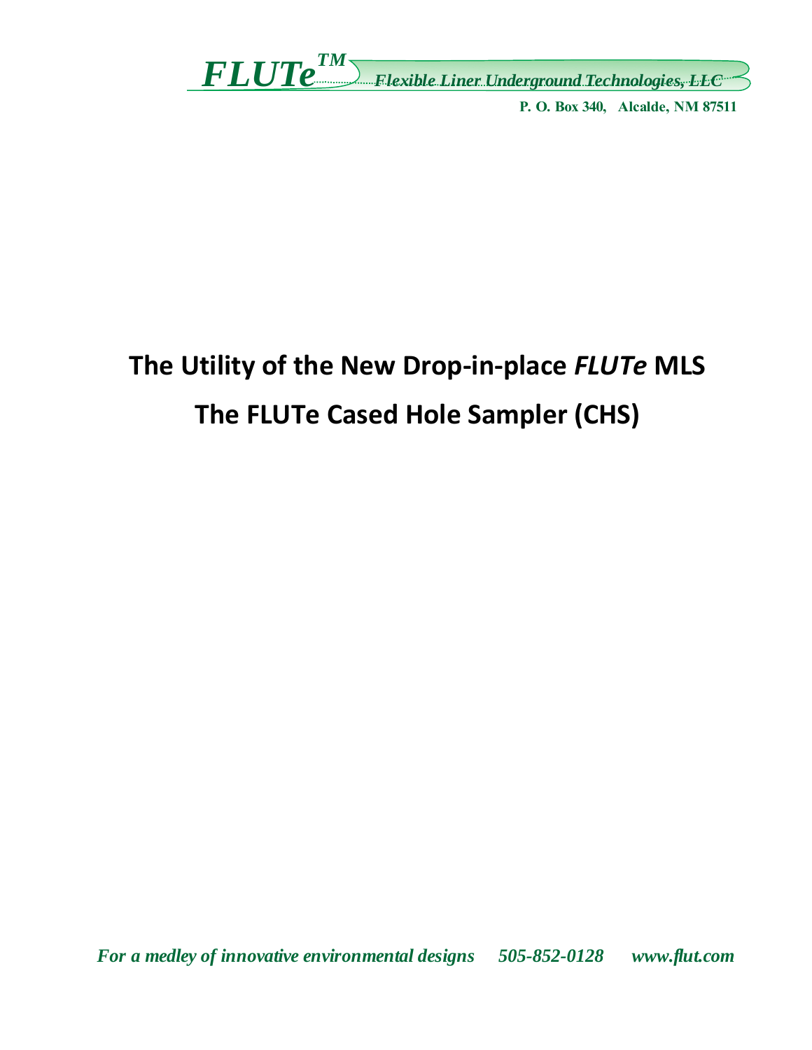*FLUTe*™ *Flexible Liner Underground Technologies, LLC*

**P. O. Box 340, Alcalde, NM 87511**

# The Utility of the New Drop-in-place *FLUTe* MLS

# The FLUTe Cased Hole Sampler (CHS)

*For a medley of innovative environmental designs 505-852-0128 www.flut.com*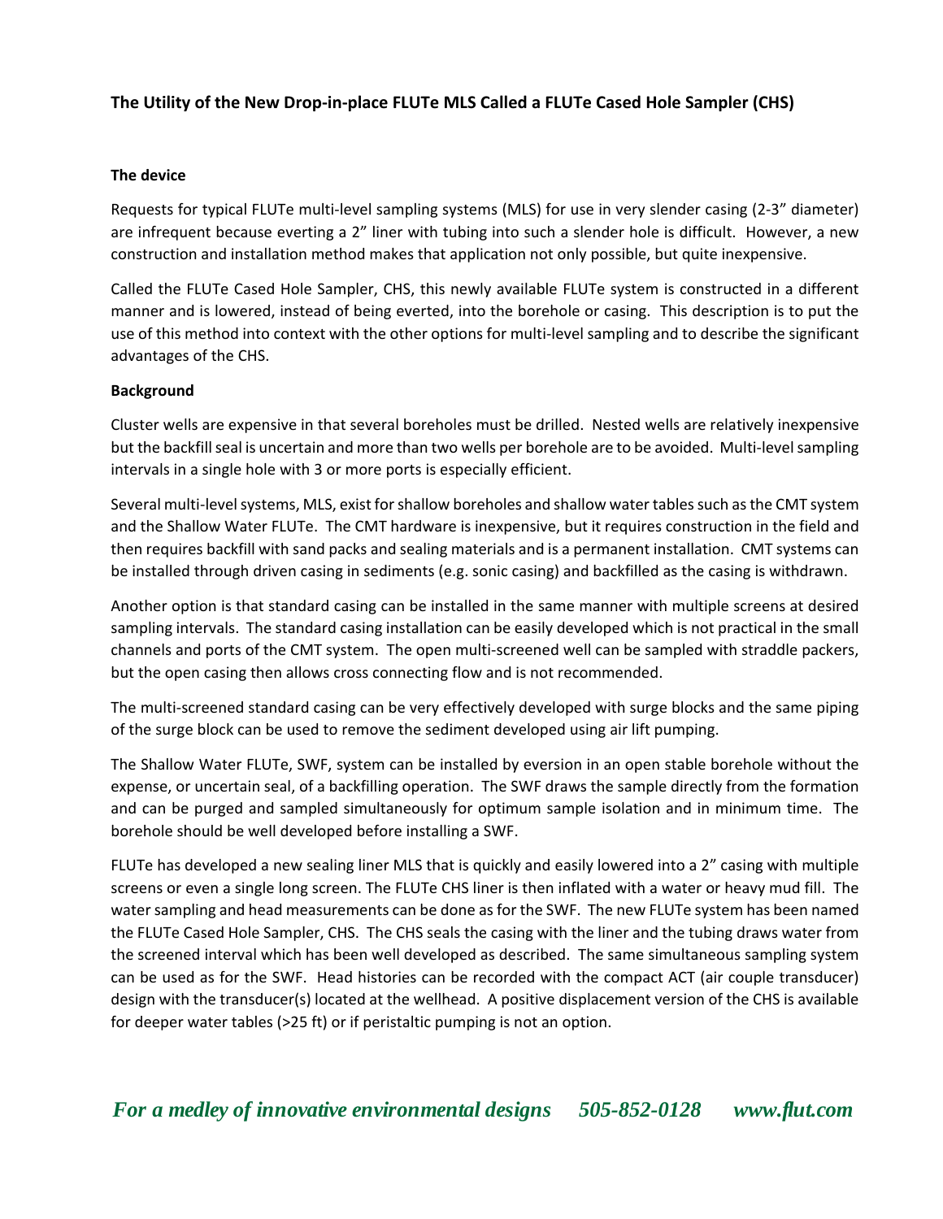## The Utility of the New Drop-in-place FLUTe MLS Called a FLUTe Cased Hole Sampler (CHS)

### The device

Requests for typical FLUTe multi-level sampling systems (MLS) for use in very slender casing (2-3" diameter) are infrequent because everting a 2" liner with tubing into such a slender hole is difficult. However, a new construction and installation method makes that application not only possible, but quite inexpensive.

Called the FLUTe Cased Hole Sampler, CHS, this newly available FLUTe system is constructed in a different manner and is lowered, instead of being everted, into the borehole or casing. This description is to put the use of this method into context with the other options for multi-level sampling and to describe the significant advantages of the CHS.

### Background

Cluster wells are expensive in that several boreholes must be drilled. Nested wells are relatively inexpensive but the backfill seal is uncertain and more than two wells per borehole are to be avoided. Multi-level sampling intervals in a single hole with 3 or more ports is especially efficient.

Several multi-level systems, MLS, exist for shallow boreholes and shallow water tables such as the CMT system and the Shallow Water FLUTe. The CMT hardware is inexpensive, but it requires construction in the field and then requires backfill with sand packs and sealing materials and is a permanent installation. CMT systems can be installed through driven casing in sediments (e.g. sonic casing) and backfilled as the casing is withdrawn.

Another option is that standard casing can be installed in the same manner with multiple screens at desired sampling intervals. The standard casing installation can be easily developed which is not practical in the small channels and ports of the CMT system. The open multi-screened well can be sampled with straddle packers, but the open casing then allows cross connecting flow and is not recommended.

The multi-screened standard casing can be very effectively developed with surge blocks and the same piping of the surge block can be used to remove the sediment developed using air lift pumping.

The Shallow Water FLUTe, SWF, system can be installed by eversion in an open stable borehole without the expense, or uncertain seal, of a backfilling operation. The SWF draws the sample directly from the formation and can be purged and sampled simultaneously for optimum sample isolation and in minimum time. The borehole should be well developed before installing a SWF.

FLUTe has developed a new sealing liner MLS that is quickly and easily lowered into a 2" casing with multiple screens or even a single long screen. The FLUTe CHS liner is then inflated with a water or heavy mud fill. The water sampling and head measurements can be done as for the SWF. The new FLUTe system has been named the FLUTe Cased Hole Sampler, CHS. The CHS seals the casing with the liner and the tubing draws water from the screened interval which has been well developed as described. The same simultaneous sampling system can be used as for the SWF. Head histories can be recorded with the compact ACT (air couple transducer) design with the transducer(s) located at the wellhead. A positive displacement version of the CHS is available for deeper water tables (>25 ft) or if peristaltic pumping is not an option.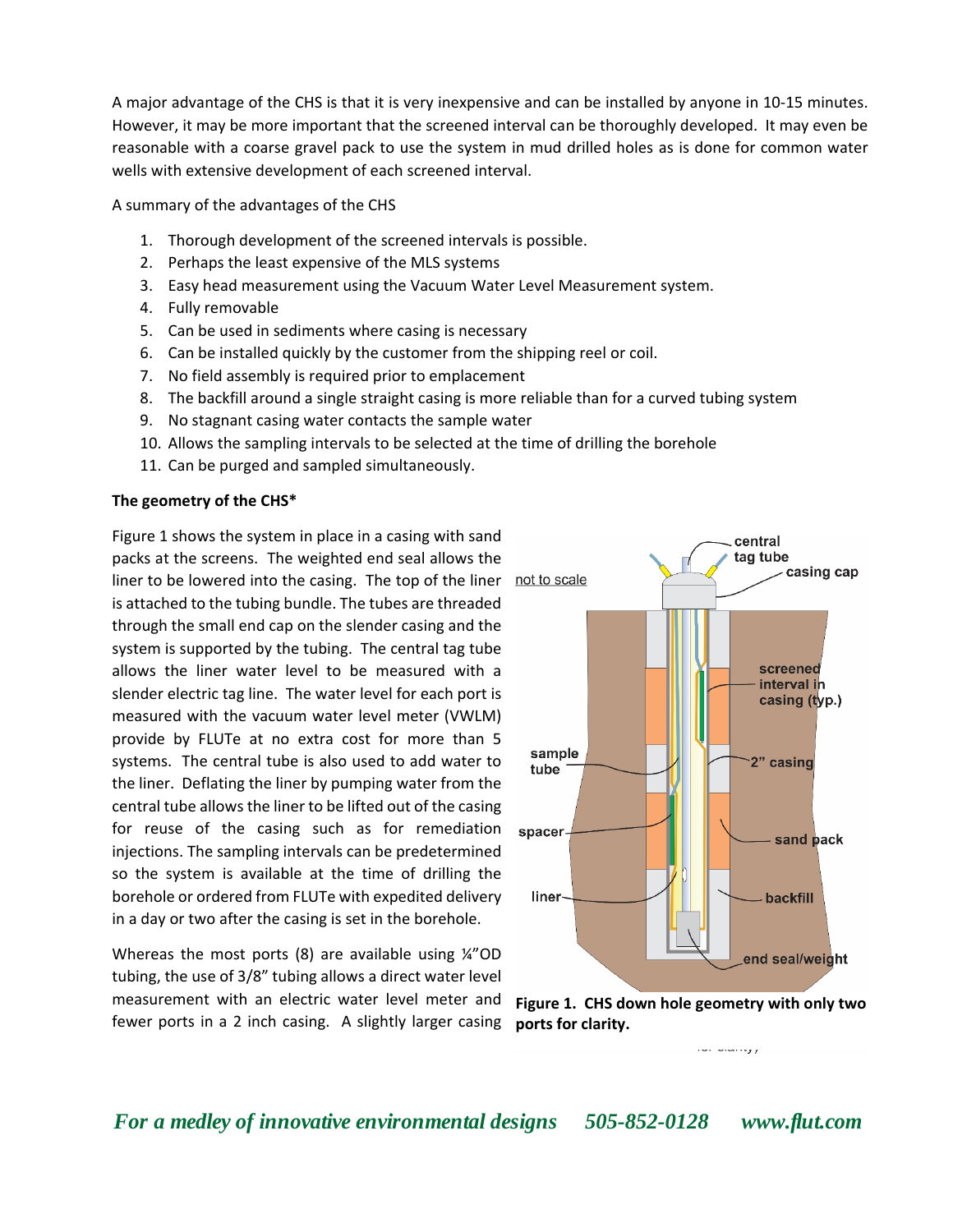A major advantage of the CHS is that it is very inexpensive and can be installed by anyone in 10-15 minutes. However, it may be more important that the screened interval can be thoroughly developed. It may even be reasonable with a coarse gravel pack to use the system in mud drilled holes as is done for common water wells with extensive development of each screened interval.

A summary of the advantages of the CHS

1. Thorough development of the screened intervals is possible.
2. Perhaps the least expensive of the MLS systems
3. Easy head measurement using the Vacuum Water Level Measurement system.
4. Fully removable
5. Can be used in sediments where casing is necessary
6. Can be installed quickly by the customer from the shipping reel or coil.
7. No field assembly is required prior to emplacement
8. The backfill around a single straight casing is more reliable than for a curved tubing system
9. No stagnant casing water contacts the sample water
10. Allows the sampling intervals to be selected at the time of drilling the borehole
11. Can be purged and sampled simultaneously.

**The geometry of the CHS***

Figure 1 shows the system in place in a casing with sand packs at the screens. The weighted end seal allows the liner to be lowered into the casing. The top of the liner is attached to the tubing bundle. The tubes are threaded through the small end cap on the slender casing and the system is supported by the tubing. The central tag tube allows the liner water level to be measured with a slender electric tag line. The water level for each port is measured with the vacuum water level meter (VWLM) provide by FLUTe at no extra cost for more than 5 systems. The central tube is also used to add water to the liner. Deflating the liner by pumping water from the central tube allows the liner to be lifted out of the casing for reuse of the casing such as for remediation injections. The sampling intervals can be predetermined so the system is available at the time of drilling the borehole or ordered from FLUTe with expedited delivery in a day or two after the casing is set in the borehole.

**Figure 1. CHS down hole geometry with only two ports for clarity.**

Whereas the most ports (8) are available using ¼"OD tubing, the use of 3/8" tubing allows a direct water level measurement with an electric water level meter and fewer ports in a 2 inch casing. A slightly larger casing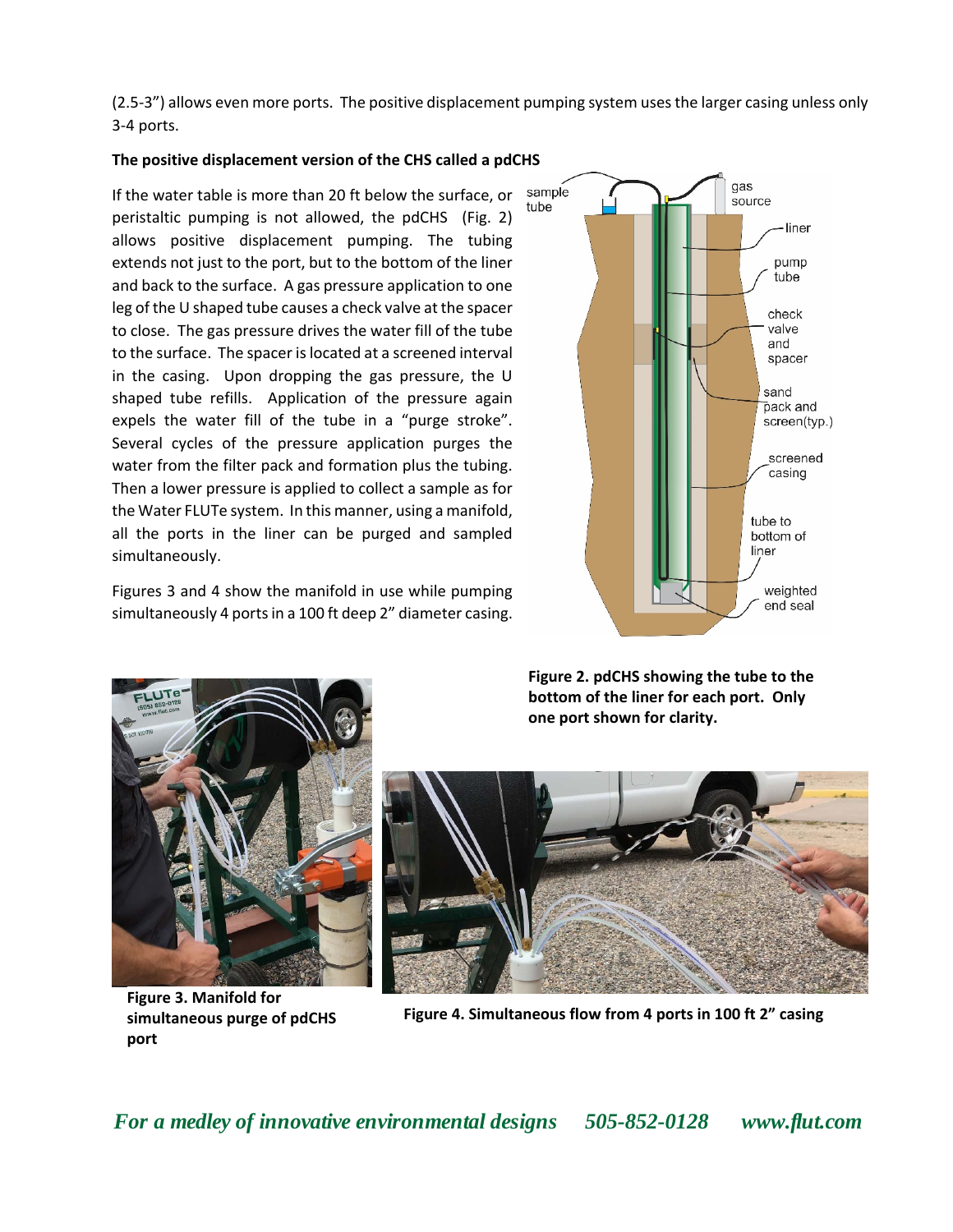(2.5-3") allows even more ports. The positive displacement pumping system uses the larger casing unless only 3-4 ports.

**The positive displacement version of the CHS called a pdCHS**

If the water table is more than 20 ft below the surface, or peristaltic pumping is not allowed, the pdCHS (Fig. 2) allows positive displacement pumping. The tubing extends not just to the port, but to the bottom of the liner and back to the surface. A gas pressure application to one leg of the U shaped tube causes a check valve at the spacer to close. The gas pressure drives the water fill of the tube to the surface. The spacer is located at a screened interval in the casing. Upon dropping the gas pressure, the U shaped tube refills. Application of the pressure again expels the water fill of the tube in a "purge stroke". Several cycles of the pressure application purges the water from the filter pack and formation plus the tubing. Then a lower pressure is applied to collect a sample as for the Water FLUTe system. In this manner, using a manifold, all the ports in the liner can be purged and sampled simultaneously.

Figures 3 and 4 show the manifold in use while pumping simultaneously 4 ports in a 100 ft deep 2" diameter casing.

**Figure 2. pdCHS showing the tube to the bottom of the liner for each port. Only one port shown for clarity.**

**Figure 3. Manifold for simultaneous purge of pdCHS port**

**Figure 4. Simultaneous flow from 4 ports in 100 ft 2" casing**

*For a medley of innovative environmental designs 505-852-0128 www.flut.com*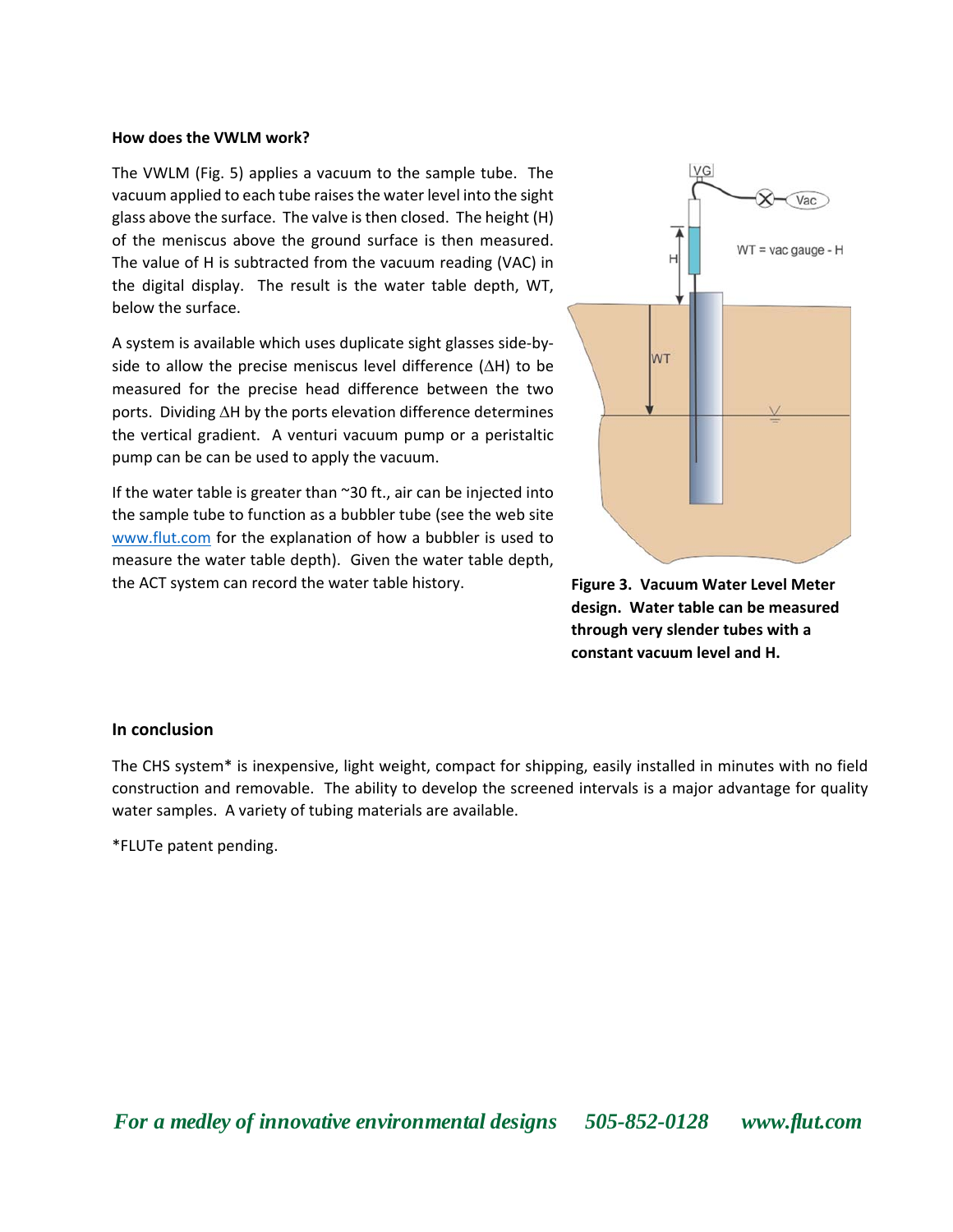**How does the VWLM work?**

The VWLM (Fig. 5) applies a vacuum to the sample tube. The vacuum applied to each tube raises the water level into the sight glass above the surface. The valve is then closed. The height (H) of the meniscus above the ground surface is then measured. The value of H is subtracted from the vacuum reading (VAC) in the digital display. The result is the water table depth, WT, below the surface.

A system is available which uses duplicate sight glasses side-by-side to allow the precise meniscus level difference ($\Delta$H) to be measured for the precise head difference between the two ports. Dividing $\Delta$H by the ports elevation difference determines the vertical gradient. A venturi vacuum pump or a peristaltic pump can be can be used to apply the vacuum.

If the water table is greater than ~30 ft., air can be injected into the sample tube to function as a bubbler tube (see the web site www.flut.com for the explanation of how a bubbler is used to measure the water table depth). Given the water table depth, the ACT system can record the water table history.

VG

Vac

H

WT = vac gauge - H

WT

**Figure 3. Vacuum Water Level Meter design. Water table can be measured through very slender tubes with a constant vacuum level and H.**

**In conclusion**

The CHS system* is inexpensive, light weight, compact for shipping, easily installed in minutes with no field construction and removable. The ability to develop the screened intervals is a major advantage for quality water samples. A variety of tubing materials are available.

*FLUTe patent pending.

*For a medley of innovative environmental designs 505-852-0128 www.flut.com*